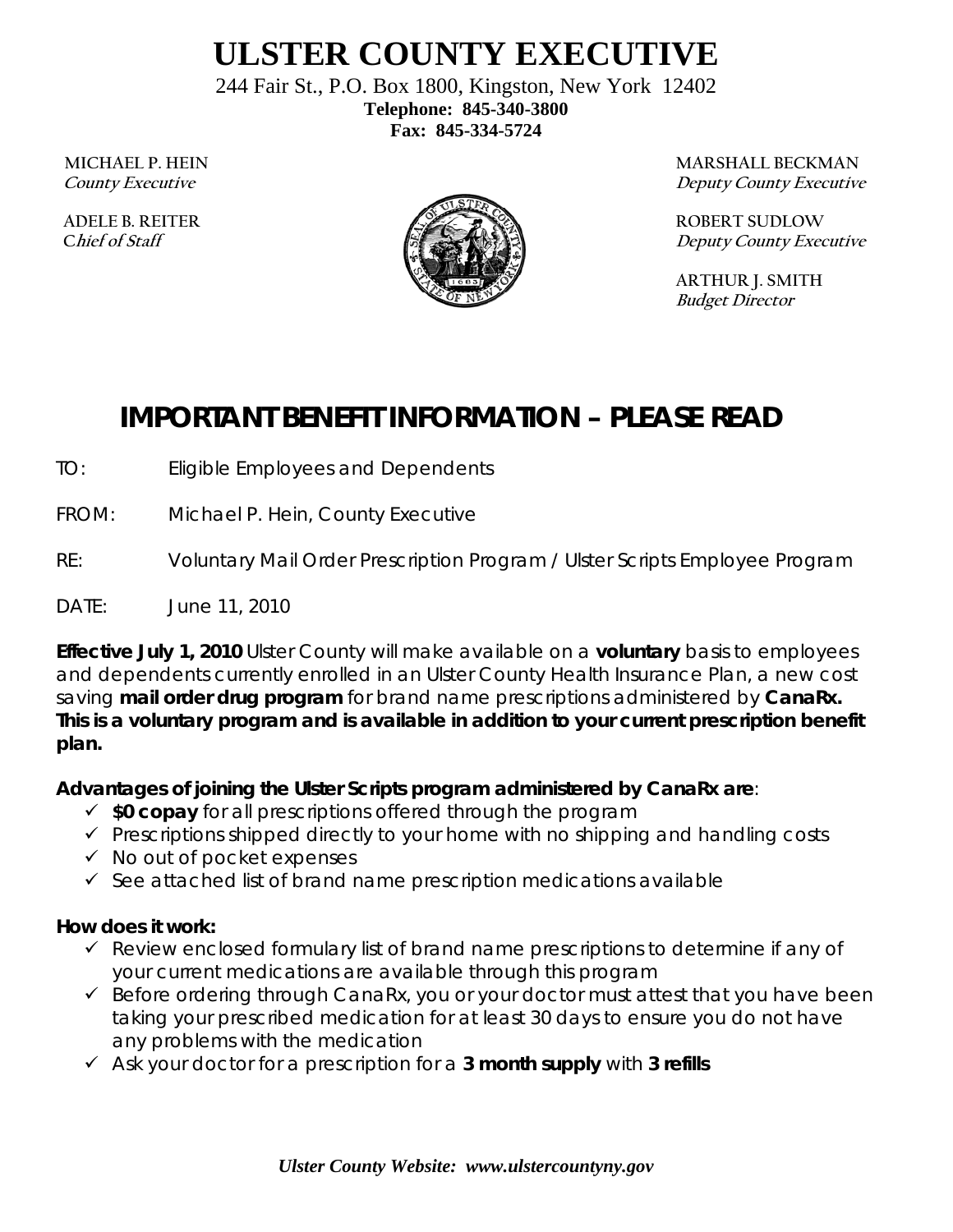# ULSTER COUNTY EXECUTIVE

244 Fair St., P.O. Box 1800, Kingston, New York 12402
**Telephone: 845-340-3800**
**Fax: 845-334-5724**

MICHAEL P. HEIN
*County Executive*

ADELE B. REITER
*Chief of Staff*

MARSHALL BECKMAN
*Deputy County Executive*

ROBERT SUDLOW
*Deputy County Executive*

ARTHUR J. SMITH
*Budget Director*

## IMPORTANT BENEFIT INFORMATION – PLEASE READ

TO: Eligible Employees and Dependents

FROM: Michael P. Hein, County Executive

RE: Voluntary Mail Order Prescription Program / Ulster Scripts Employee Program

DATE: June 11, 2010

**Effective July 1, 2010** Ulster County will make available on a **voluntary** basis to employees and dependents currently enrolled in an Ulster County Health Insurance Plan, a new cost saving **mail order drug program** for brand name prescriptions administered by **CanaRx. This is a voluntary program and is available in addition to your current prescription benefit plan.**

**Advantages of joining the Ulster Scripts program administered by CanaRx are**:

- ✓ **$0 copay** for all prescriptions offered through the program
- ✓ Prescriptions shipped directly to your home with no shipping and handling costs
- ✓ No out of pocket expenses
- ✓ See attached list of brand name prescription medications available

**How does it work:**

- ✓ Review enclosed formulary list of brand name prescriptions to determine if any of your current medications are available through this program
- ✓ Before ordering through CanaRx, you or your doctor must attest that you have been taking your prescribed medication for at least 30 days to ensure you do not have any problems with the medication
- ✓ Ask your doctor for a prescription for a **3 month supply** with **3 refills**

*Ulster County Website: www.ulstercountyny.gov*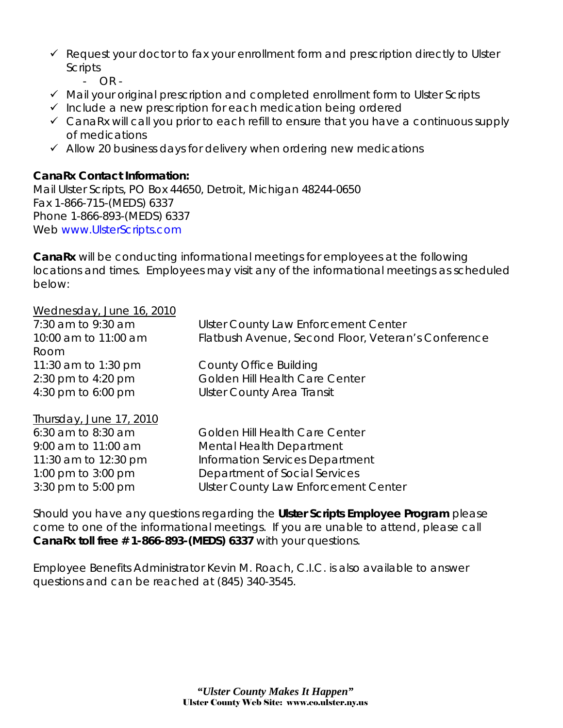- ✓ Request your doctor to fax your enrollment form and prescription directly to Ulster Scripts
  - OR -
- ✓ Mail your original prescription and completed enrollment form to Ulster Scripts
- ✓ Include a new prescription for each medication being ordered
- ✓ CanaRx will call you prior to each refill to ensure that you have a continuous supply of medications
- ✓ Allow 20 business days for delivery when ordering new medications

**CanaRx Contact Information:**
Mail Ulster Scripts, PO Box 44650, Detroit, Michigan 48244-0650
Fax 1-866-715-(MEDS) 6337
Phone 1-866-893-(MEDS) 6337
Web www.UlsterScripts.com

**CanaRx** will be conducting informational meetings for employees at the following locations and times. Employees may visit any of the informational meetings as scheduled below:

<u>Wednesday, June 16, 2010</u>

| | |
|---|---|
| 7:30 am to 9:30 am | Ulster County Law Enforcement Center |
| 10:00 am to 11:00 am | Flatbush Avenue, Second Floor, Veteran's Conference Room |
| 11:30 am to 1:30 pm | County Office Building |
| 2:30 pm to 4:20 pm | Golden Hill Health Care Center |
| 4:30 pm to 6:00 pm | Ulster County Area Transit |

<u>Thursday, June 17, 2010</u>

| | |
|---|---|
| 6:30 am to 8:30 am | Golden Hill Health Care Center |
| 9:00 am to 11:00 am | Mental Health Department |
| 11:30 am to 12:30 pm | Information Services Department |
| 1:00 pm to 3:00 pm | Department of Social Services |
| 3:30 pm to 5:00 pm | Ulster County Law Enforcement Center |

Should you have any questions regarding the **Ulster Scripts Employee Program** please come to one of the informational meetings. If you are unable to attend, please call **CanaRx toll free # 1-866-893-(MEDS) 6337** with your questions.

Employee Benefits Administrator Kevin M. Roach, C.I.C. is also available to answer questions and can be reached at (845) 340-3545.

***"Ulster County Makes It Happen"***
**Ulster County Web Site: www.co.ulster.ny.us**